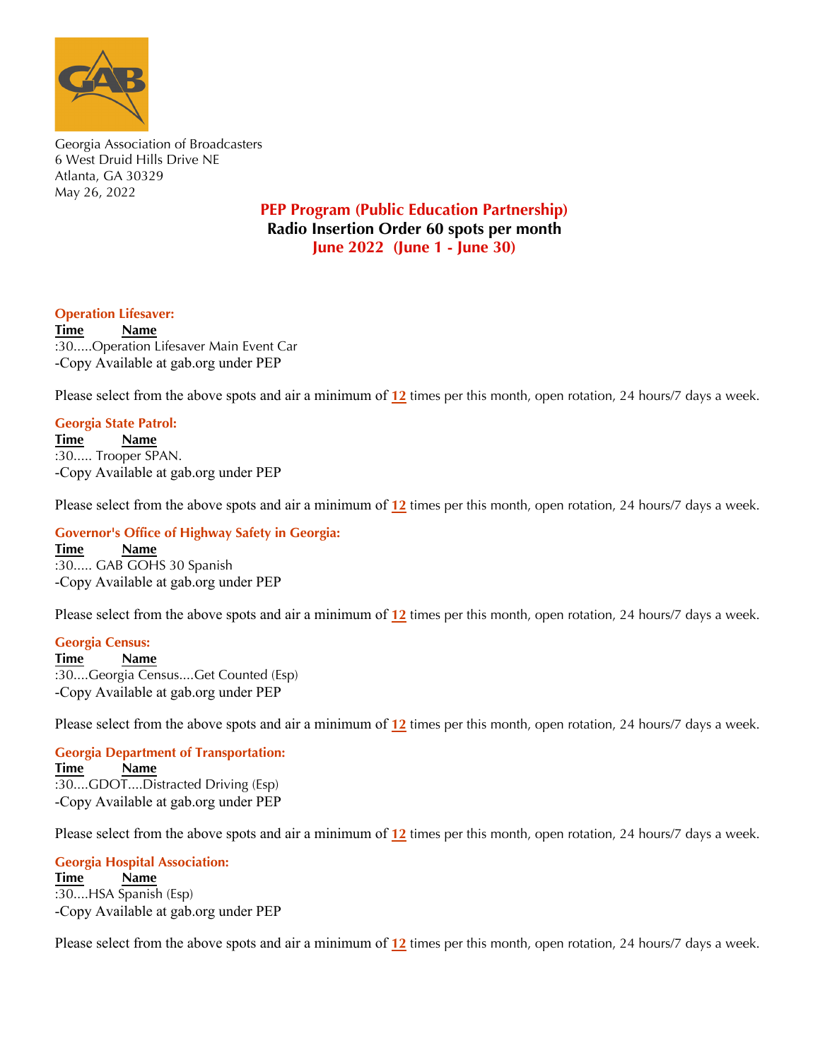Georgia Association of Broadcasters
6 West Druid Hills Drive NE
Atlanta, GA 30329
May 26, 2022

## PEP Program (Public Education Partnership)
## Radio Insertion Order 60 spots per month
## June 2022 (June 1 - June 30)

### Operation Lifesaver:

**Time** **Name**
:30.....Operation Lifesaver Main Event Car
-Copy Available at gab.org under PEP

Please select from the above spots and air a minimum of **12** times per this month, open rotation, 24 hours/7 days a week.

### Georgia State Patrol:

**Time** **Name**
:30..... Trooper SPAN.
-Copy Available at gab.org under PEP

Please select from the above spots and air a minimum of **12** times per this month, open rotation, 24 hours/7 days a week.

### Governor's Office of Highway Safety in Georgia:

**Time** **Name**
:30..... GAB GOHS 30 Spanish
-Copy Available at gab.org under PEP

Please select from the above spots and air a minimum of **12** times per this month, open rotation, 24 hours/7 days a week.

### Georgia Census:

**Time** **Name**
:30....Georgia Census....Get Counted (Esp)
-Copy Available at gab.org under PEP

Please select from the above spots and air a minimum of **12** times per this month, open rotation, 24 hours/7 days a week.

### Georgia Department of Transportation:

**Time** **Name**
:30....GDOT....Distracted Driving (Esp)
-Copy Available at gab.org under PEP

Please select from the above spots and air a minimum of **12** times per this month, open rotation, 24 hours/7 days a week.

### Georgia Hospital Association:

**Time** **Name**
:30....HSA Spanish (Esp)
-Copy Available at gab.org under PEP

Please select from the above spots and air a minimum of **12** times per this month, open rotation, 24 hours/7 days a week.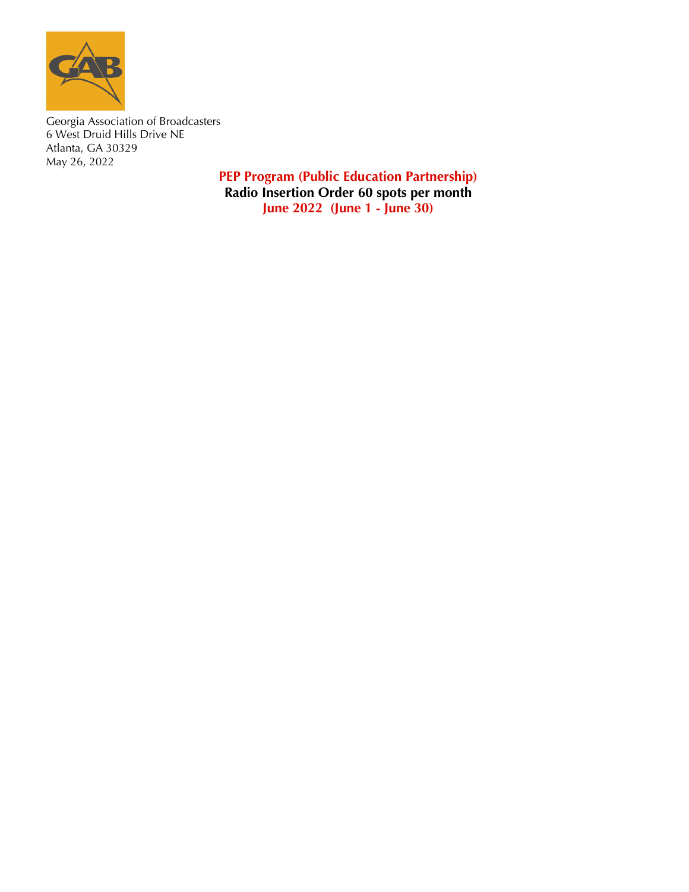Georgia Association of Broadcasters
6 West Druid Hills Drive NE
Atlanta, GA 30329
May 26, 2022

**PEP Program (Public Education Partnership)**
**Radio Insertion Order 60 spots per month**
**June 2022 (June 1 - June 30)**